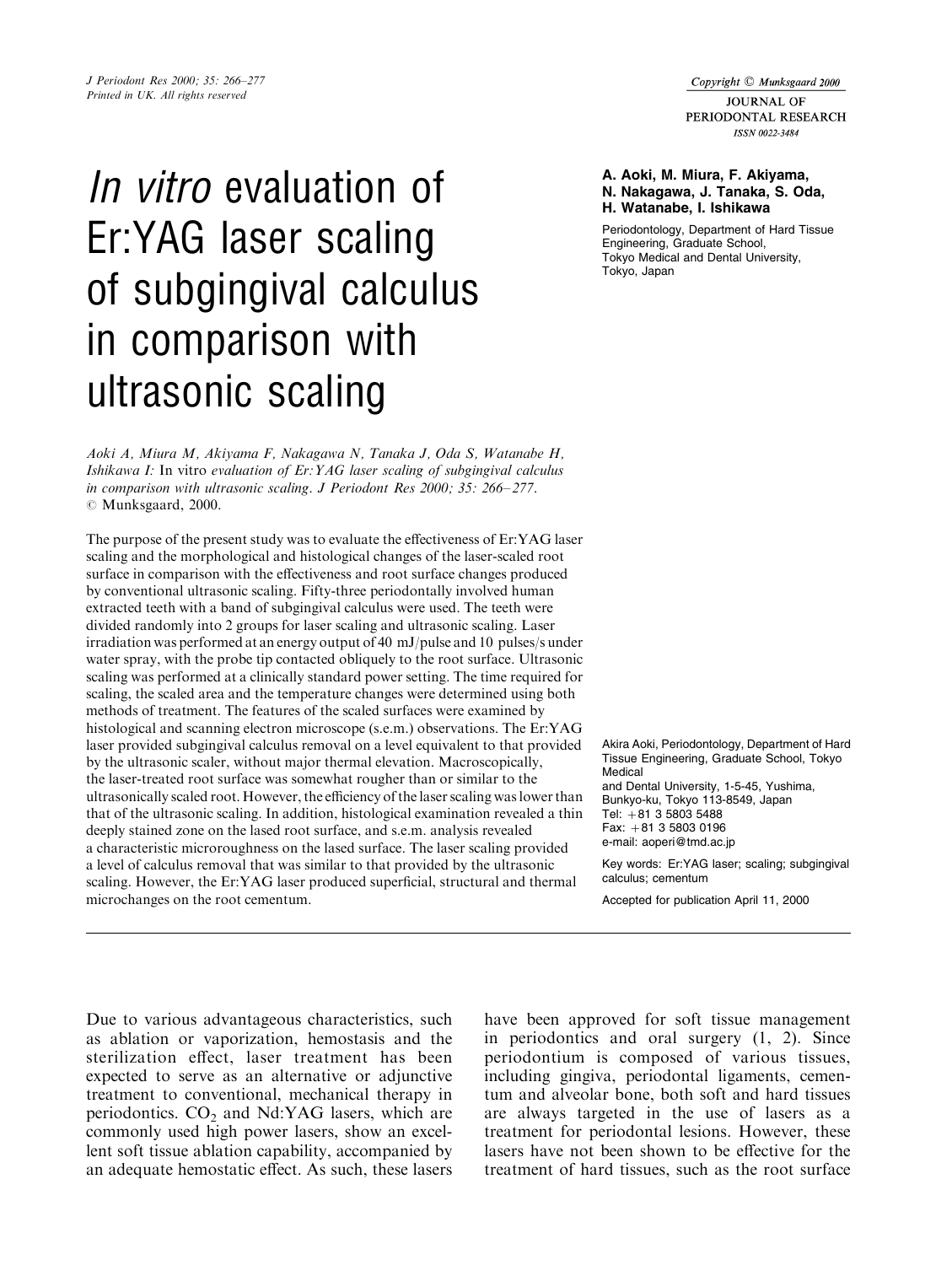# *In vitro* evaluation of Er:YAG laser scaling of subgingival calculus in comparison with ultrasonic scaling

**A. Aoki, M. Miura, F. Akiyama, N. Nakagawa, J. Tanaka, S. Oda, H. Watanabe, I. Ishikawa**

Periodontology, Department of Hard Tissue Engineering, Graduate School, Tokyo Medical and Dental University, Tokyo, Japan

*Aoki A, Miura M, Akiyama F, Nakagawa N, Tanaka J, Oda S, Watanabe H, Ishikawa I:* In vitro *evaluation of Er:YAG laser scaling of subgingival calculus in comparison with ultrasonic scaling. J Periodont Res 2000; 35: 266–277.* © Munksgaard, 2000.

The purpose of the present study was to evaluate the effectiveness of Er:YAG laser scaling and the morphological and histological changes of the laser-scaled root surface in comparison with the effectiveness and root surface changes produced by conventional ultrasonic scaling. Fifty-three periodontally involved human extracted teeth with a band of subgingival calculus were used. The teeth were divided randomly into 2 groups for laser scaling and ultrasonic scaling. Laser irradiation was performed at an energy output of 40 mJ/pulse and 10 pulses/s under water spray, with the probe tip contacted obliquely to the root surface. Ultrasonic scaling was performed at a clinically standard power setting. The time required for scaling, the scaled area and the temperature changes were determined using both methods of treatment. The features of the scaled surfaces were examined by histological and scanning electron microscope (s.e.m.) observations. The Er:YAG laser provided subgingival calculus removal on a level equivalent to that provided by the ultrasonic scaler, without major thermal elevation. Macroscopically, the laser-treated root surface was somewhat rougher than or similar to the ultrasonically scaled root. However, the efficiency of the laser scaling was lower than that of the ultrasonic scaling. In addition, histological examination revealed a thin deeply stained zone on the lased root surface, and s.e.m. analysis revealed a characteristic microroughness on the lased surface. The laser scaling provided a level of calculus removal that was similar to that provided by the ultrasonic scaling. However, the Er:YAG laser produced superficial, structural and thermal microchanges on the root cementum.

Akira Aoki, Periodontology, Department of Hard Tissue Engineering, Graduate School, Tokyo Medical and Dental University, 1-5-45, Yushima, Bunkyo-ku, Tokyo 113-8549, Japan
Tel: +81 3 5803 5488
Fax: +81 3 5803 0196
e-mail: aoperi@tmd.ac.jp

Key words: Er:YAG laser; scaling; subgingival calculus; cementum

Accepted for publication April 11, 2000

Due to various advantageous characteristics, such as ablation or vaporization, hemostasis and the sterilization effect, laser treatment has been expected to serve as an alternative or adjunctive treatment to conventional, mechanical therapy in periodontics. $CO_2$ and Nd:YAG lasers, which are commonly used high power lasers, show an excellent soft tissue ablation capability, accompanied by an adequate hemostatic effect. As such, these lasers have been approved for soft tissue management in periodontics and oral surgery (1, 2). Since periodontium is composed of various tissues, including gingiva, periodontal ligaments, cementum and alveolar bone, both soft and hard tissues are always targeted in the use of lasers as a treatment for periodontal lesions. However, these lasers have not been shown to be effective for the treatment of hard tissues, such as the root surface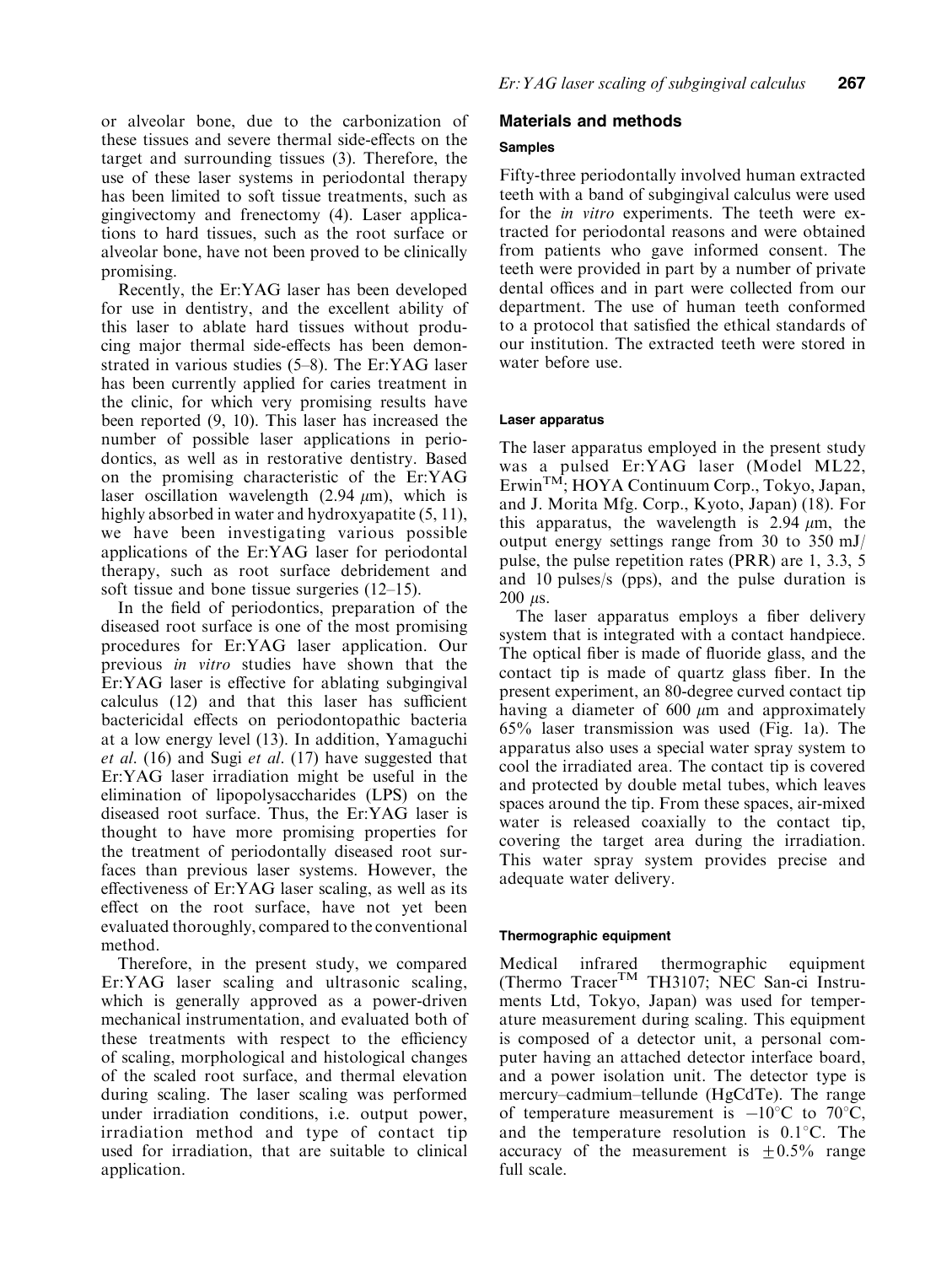or alveolar bone, due to the carbonization of these tissues and severe thermal side-effects on the target and surrounding tissues (3). Therefore, the use of these laser systems in periodontal therapy has been limited to soft tissue treatments, such as gingivectomy and frenectomy (4). Laser applications to hard tissues, such as the root surface or alveolar bone, have not been proved to be clinically promising.

Recently, the Er:YAG laser has been developed for use in dentistry, and the excellent ability of this laser to ablate hard tissues without producing major thermal side-effects has been demonstrated in various studies (5–8). The Er:YAG laser has been currently applied for caries treatment in the clinic, for which very promising results have been reported (9, 10). This laser has increased the number of possible laser applications in periodontics, as well as in restorative dentistry. Based on the promising characteristic of the Er:YAG laser oscillation wavelength (2.94 $\mu$m), which is highly absorbed in water and hydroxyapatite (5, 11), we have been investigating various possible applications of the Er:YAG laser for periodontal therapy, such as root surface debridement and soft tissue and bone tissue surgeries (12–15).

In the field of periodontics, preparation of the diseased root surface is one of the most promising procedures for Er:YAG laser application. Our previous *in vitro* studies have shown that the Er:YAG laser is effective for ablating subgingival calculus (12) and that this laser has sufficient bactericidal effects on periodontopathic bacteria at a low energy level (13). In addition, Yamaguchi *et al.* (16) and Sugi *et al.* (17) have suggested that Er:YAG laser irradiation might be useful in the elimination of lipopolysaccharides (LPS) on the diseased root surface. Thus, the Er:YAG laser is thought to have more promising properties for the treatment of periodontally diseased root surfaces than previous laser systems. However, the effectiveness of Er:YAG laser scaling, as well as its effect on the root surface, have not yet been evaluated thoroughly, compared to the conventional method.

Therefore, in the present study, we compared Er:YAG laser scaling and ultrasonic scaling, which is generally approved as a power-driven mechanical instrumentation, and evaluated both of these treatments with respect to the efficiency of scaling, morphological and histological changes of the scaled root surface, and thermal elevation during scaling. The laser scaling was performed under irradiation conditions, i.e. output power, irradiation method and type of contact tip used for irradiation, that are suitable to clinical application.

## Materials and methods

### Samples

Fifty-three periodontally involved human extracted teeth with a band of subgingival calculus were used for the *in vitro* experiments. The teeth were extracted for periodontal reasons and were obtained from patients who gave informed consent. The teeth were provided in part by a number of private dental offices and in part were collected from our department. The use of human teeth conformed to a protocol that satisfied the ethical standards of our institution. The extracted teeth were stored in water before use.

### Laser apparatus

The laser apparatus employed in the present study was a pulsed Er:YAG laser (Model ML22, Erwin™; HOYA Continuum Corp., Tokyo, Japan, and J. Morita Mfg. Corp., Kyoto, Japan) (18). For this apparatus, the wavelength is 2.94 $\mu$m, the output energy settings range from 30 to 350 mJ/pulse, the pulse repetition rates (PRR) are 1, 3.3, 5 and 10 pulses/s (pps), and the pulse duration is 200 $\mu$s.

The laser apparatus employs a fiber delivery system that is integrated with a contact handpiece. The optical fiber is made of fluoride glass, and the contact tip is made of quartz glass fiber. In the present experiment, an 80-degree curved contact tip having a diameter of 600 $\mu$m and approximately 65% laser transmission was used (Fig. 1a). The apparatus also uses a special water spray system to cool the irradiated area. The contact tip is covered and protected by double metal tubes, which leaves spaces around the tip. From these spaces, air-mixed water is released coaxially to the contact tip, covering the target area during the irradiation. This water spray system provides precise and adequate water delivery.

### Thermographic equipment

Medical infrared thermographic equipment (Thermo Tracer™ TH3107; NEC San-ci Instruments Ltd, Tokyo, Japan) was used for temperature measurement during scaling. This equipment is composed of a detector unit, a personal computer having an attached detector interface board, and a power isolation unit. The detector type is mercury–cadmium–tellunde (HgCdTe). The range of temperature measurement is $-10$°C to 70°C, and the temperature resolution is 0.1°C. The accuracy of the measurement is $\pm 0.5$% range full scale.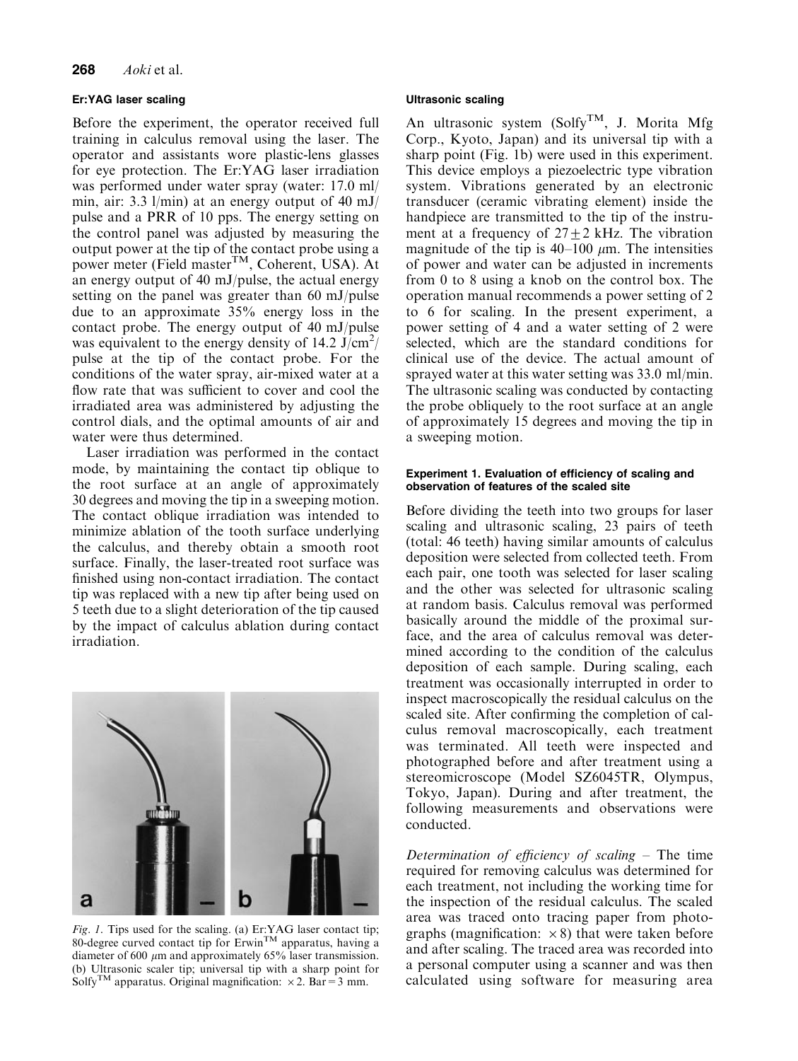### Er:YAG laser scaling

Before the experiment, the operator received full training in calculus removal using the laser. The operator and assistants wore plastic-lens glasses for eye protection. The Er:YAG laser irradiation was performed under water spray (water: 17.0 ml/min, air: 3.3 l/min) at an energy output of 40 mJ/pulse and a PRR of 10 pps. The energy setting on the control panel was adjusted by measuring the output power at the tip of the contact probe using a power meter (Field master™, Coherent, USA). At an energy output of 40 mJ/pulse, the actual energy setting on the panel was greater than 60 mJ/pulse due to an approximate 35% energy loss in the contact probe. The energy output of 40 mJ/pulse was equivalent to the energy density of 14.2 J/cm$^2$/pulse at the tip of the contact probe. For the conditions of the water spray, air-mixed water at a flow rate that was sufficient to cover and cool the irradiated area was administered by adjusting the control dials, and the optimal amounts of air and water were thus determined.

Laser irradiation was performed in the contact mode, by maintaining the contact tip oblique to the root surface at an angle of approximately 30 degrees and moving the tip in a sweeping motion. The contact oblique irradiation was intended to minimize ablation of the tooth surface underlying the calculus, and thereby obtain a smooth root surface. Finally, the laser-treated root surface was finished using non-contact irradiation. The contact tip was replaced with a new tip after being used on 5 teeth due to a slight deterioration of the tip caused by the impact of calculus ablation during contact irradiation.

*Fig. 1.* Tips used for the scaling. (a) Er:YAG laser contact tip; 80-degree curved contact tip for Erwin™ apparatus, having a diameter of 600 $\mu$m and approximately 65% laser transmission. (b) Ultrasonic scaler tip; universal tip with a sharp point for Solfy™ apparatus. Original magnification: $\times 2$. Bar = 3 mm.

### Ultrasonic scaling

An ultrasonic system (Solfy™, J. Morita Mfg Corp., Kyoto, Japan) and its universal tip with a sharp point (Fig. 1b) were used in this experiment. This device employs a piezoelectric type vibration system. Vibrations generated by an electronic transducer (ceramic vibrating element) inside the handpiece are transmitted to the tip of the instrument at a frequency of $27 \pm 2$ kHz. The vibration magnitude of the tip is 40–100 $\mu$m. The intensities of power and water can be adjusted in increments from 0 to 8 using a knob on the control box. The operation manual recommends a power setting of 2 to 6 for scaling. In the present experiment, a power setting of 4 and a water setting of 2 were selected, which are the standard conditions for clinical use of the device. The actual amount of sprayed water at this water setting was 33.0 ml/min. The ultrasonic scaling was conducted by contacting the probe obliquely to the root surface at an angle of approximately 15 degrees and moving the tip in a sweeping motion.

### Experiment 1. Evaluation of efficiency of scaling and observation of features of the scaled site

Before dividing the teeth into two groups for laser scaling and ultrasonic scaling, 23 pairs of teeth (total: 46 teeth) having similar amounts of calculus deposition were selected from collected teeth. From each pair, one tooth was selected for laser scaling and the other was selected for ultrasonic scaling at random basis. Calculus removal was performed basically around the middle of the proximal surface, and the area of calculus removal was determined according to the condition of the calculus deposition of each sample. During scaling, each treatment was occasionally interrupted in order to inspect macroscopically the residual calculus on the scaled site. After confirming the completion of calculus removal macroscopically, each treatment was terminated. All teeth were inspected and photographed before and after treatment using a stereomicroscope (Model SZ6045TR, Olympus, Tokyo, Japan). During and after treatment, the following measurements and observations were conducted.

*Determination of efficiency of scaling* – The time required for removing calculus was determined for each treatment, not including the working time for the inspection of the residual calculus. The scaled area was traced onto tracing paper from photographs (magnification: $\times 8$) that were taken before and after scaling. The traced area was recorded into a personal computer using a scanner and was then calculated using software for measuring area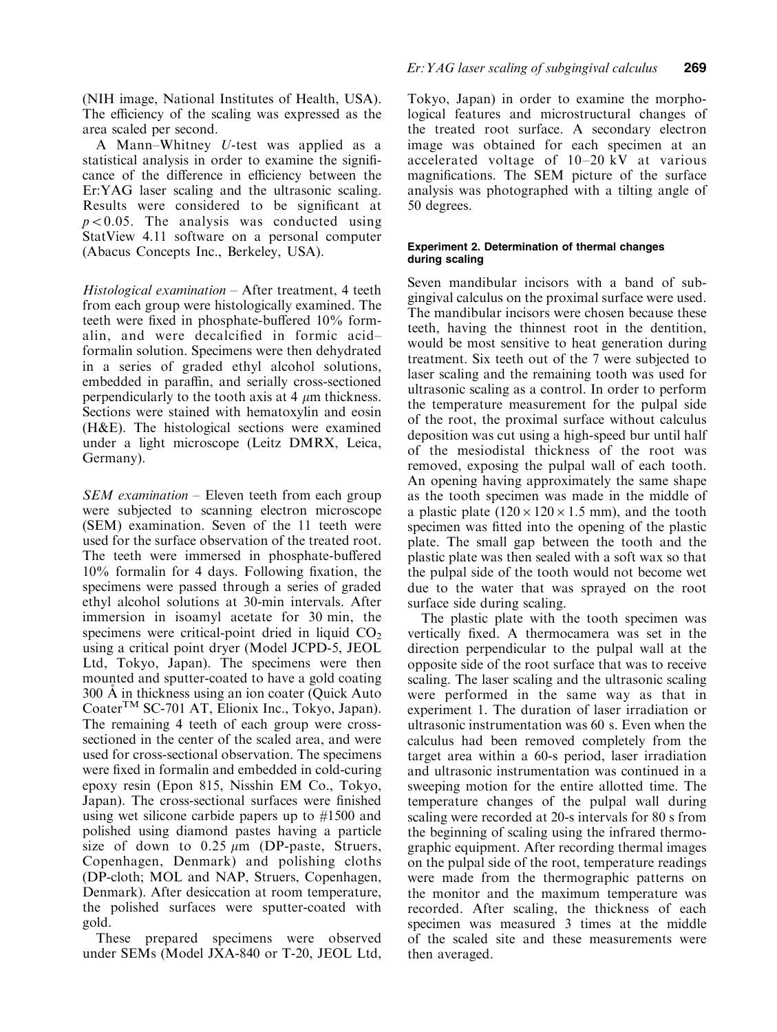(NIH image, National Institutes of Health, USA). The efficiency of the scaling was expressed as the area scaled per second.

A Mann–Whitney *U*-test was applied as a statistical analysis in order to examine the significance of the difference in efficiency between the Er:YAG laser scaling and the ultrasonic scaling. Results were considered to be significant at $p < 0.05$. The analysis was conducted using StatView 4.11 software on a personal computer (Abacus Concepts Inc., Berkeley, USA).

*Histological examination* – After treatment, 4 teeth from each group were histologically examined. The teeth were fixed in phosphate-buffered 10% formalin, and were decalcified in formic acid–formalin solution. Specimens were then dehydrated in a series of graded ethyl alcohol solutions, embedded in paraffin, and serially cross-sectioned perpendicularly to the tooth axis at 4 $\mu$m thickness. Sections were stained with hematoxylin and eosin (H&E). The histological sections were examined under a light microscope (Leitz DMRX, Leica, Germany).

*SEM examination* – Eleven teeth from each group were subjected to scanning electron microscope (SEM) examination. Seven of the 11 teeth were used for the surface observation of the treated root. The teeth were immersed in phosphate-buffered 10% formalin for 4 days. Following fixation, the specimens were passed through a series of graded ethyl alcohol solutions at 30-min intervals. After immersion in isoamyl acetate for 30 min, the specimens were critical-point dried in liquid $CO_2$ using a critical point dryer (Model JCPD-5, JEOL Ltd, Tokyo, Japan). The specimens were then mounted and sputter-coated to have a gold coating 300 Å in thickness using an ion coater (Quick Auto Coater™ SC-701 AT, Elionix Inc., Tokyo, Japan). The remaining 4 teeth of each group were cross-sectioned in the center of the scaled area, and were used for cross-sectional observation. The specimens were fixed in formalin and embedded in cold-curing epoxy resin (Epon 815, Nisshin EM Co., Tokyo, Japan). The cross-sectional surfaces were finished using wet silicone carbide papers up to #1500 and polished using diamond pastes having a particle size of down to 0.25 $\mu$m (DP-paste, Struers, Copenhagen, Denmark) and polishing cloths (DP-cloth; MOL and NAP, Struers, Copenhagen, Denmark). After desiccation at room temperature, the polished surfaces were sputter-coated with gold.

These prepared specimens were observed under SEMs (Model JXA-840 or T-20, JEOL Ltd, Tokyo, Japan) in order to examine the morphological features and microstructural changes of the treated root surface. A secondary electron image was obtained for each specimen at an accelerated voltage of 10–20 kV at various magnifications. The SEM picture of the surface analysis was photographed with a tilting angle of 50 degrees.

#### Experiment 2. Determination of thermal changes during scaling

Seven mandibular incisors with a band of subgingival calculus on the proximal surface were used. The mandibular incisors were chosen because these teeth, having the thinnest root in the dentition, would be most sensitive to heat generation during treatment. Six teeth out of the 7 were subjected to laser scaling and the remaining tooth was used for ultrasonic scaling as a control. In order to perform the temperature measurement for the pulpal side of the root, the proximal surface without calculus deposition was cut using a high-speed bur until half of the mesiodistal thickness of the root was removed, exposing the pulpal wall of each tooth. An opening having approximately the same shape as the tooth specimen was made in the middle of a plastic plate ($120 \times 120 \times 1.5$ mm), and the tooth specimen was fitted into the opening of the plastic plate. The small gap between the tooth and the plastic plate was then sealed with a soft wax so that the pulpal side of the tooth would not become wet due to the water that was sprayed on the root surface side during scaling.

The plastic plate with the tooth specimen was vertically fixed. A thermocamera was set in the direction perpendicular to the pulpal wall at the opposite side of the root surface that was to receive scaling. The laser scaling and the ultrasonic scaling were performed in the same way as that in experiment 1. The duration of laser irradiation or ultrasonic instrumentation was 60 s. Even when the calculus had been removed completely from the target area within a 60-s period, laser irradiation and ultrasonic instrumentation was continued in a sweeping motion for the entire allotted time. The temperature changes of the pulpal wall during scaling were recorded at 20-s intervals for 80 s from the beginning of scaling using the infrared thermographic equipment. After recording thermal images on the pulpal side of the root, temperature readings were made from the thermographic patterns on the monitor and the maximum temperature was recorded. After scaling, the thickness of each specimen was measured 3 times at the middle of the scaled site and these measurements were then averaged.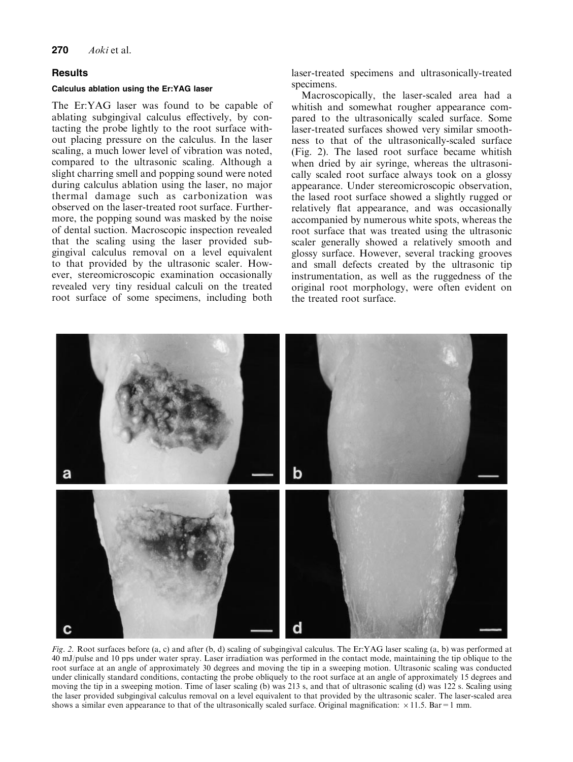## Results

### Calculus ablation using the Er:YAG laser

The Er:YAG laser was found to be capable of ablating subgingival calculus effectively, by contacting the probe lightly to the root surface without placing pressure on the calculus. In the laser scaling, a much lower level of vibration was noted, compared to the ultrasonic scaling. Although a slight charring smell and popping sound were noted during calculus ablation using the laser, no major thermal damage such as carbonization was observed on the laser-treated root surface. Furthermore, the popping sound was masked by the noise of dental suction. Macroscopic inspection revealed that the scaling using the laser provided subgingival calculus removal on a level equivalent to that provided by the ultrasonic scaler. However, stereomicroscopic examination occasionally revealed very tiny residual calculi on the treated root surface of some specimens, including both laser-treated specimens and ultrasonically-treated specimens.

Macroscopically, the laser-scaled area had a whitish and somewhat rougher appearance compared to the ultrasonically scaled surface. Some laser-treated surfaces showed very similar smoothness to that of the ultrasonically-scaled surface (Fig. 2). The lased root surface became whitish when dried by air syringe, whereas the ultrasonically scaled root surface always took on a glossy appearance. Under stereomicroscopic observation, the lased root surface showed a slightly rugged or relatively flat appearance, and was occasionally accompanied by numerous white spots, whereas the root surface that was treated using the ultrasonic scaler generally showed a relatively smooth and glossy surface. However, several tracking grooves and small defects created by the ultrasonic tip instrumentation, as well as the ruggedness of the original root morphology, were often evident on the treated root surface.

*Fig. 2.* Root surfaces before (a, c) and after (b, d) scaling of subgingival calculus. The Er:YAG laser scaling (a, b) was performed at 40 mJ/pulse and 10 pps under water spray. Laser irradiation was performed in the contact mode, maintaining the tip oblique to the root surface at an angle of approximately 30 degrees and moving the tip in a sweeping motion. Ultrasonic scaling was conducted under clinically standard conditions, contacting the probe obliquely to the root surface at an angle of approximately 15 degrees and moving the tip in a sweeping motion. Time of laser scaling (b) was 213 s, and that of ultrasonic scaling (d) was 122 s. Scaling using the laser provided subgingival calculus removal on a level equivalent to that provided by the ultrasonic scaler. The laser-scaled area shows a similar even appearance to that of the ultrasonically scaled surface. Original magnification: $\times 11.5$. Bar = 1 mm.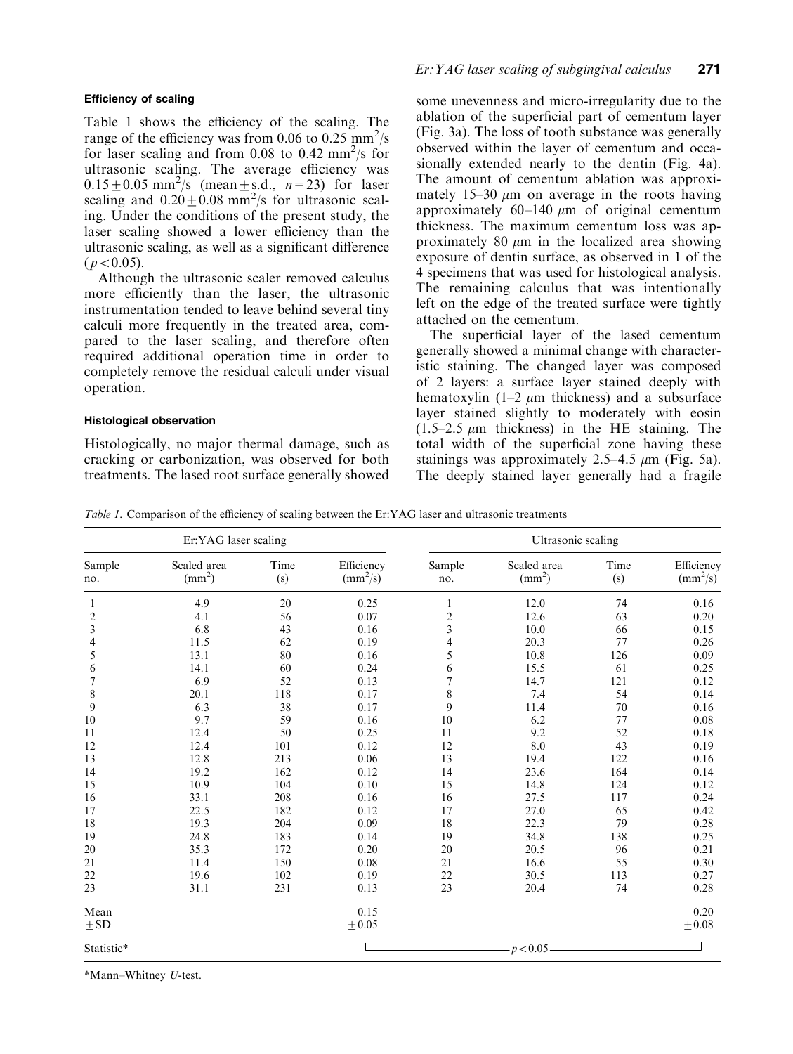### Efficiency of scaling

Table 1 shows the efficiency of the scaling. The range of the efficiency was from 0.06 to 0.25 $mm^2/s$ for laser scaling and from 0.08 to 0.42 $mm^2/s$ for ultrasonic scaling. The average efficiency was $0.15 \pm 0.05$ $mm^2/s$ (mean $\pm$ s.d., $n=23$) for laser scaling and $0.20 \pm 0.08$ $mm^2/s$ for ultrasonic scaling. Under the conditions of the present study, the laser scaling showed a lower efficiency than the ultrasonic scaling, as well as a significant difference ($p<0.05$).

Although the ultrasonic scaler removed calculus more efficiently than the laser, the ultrasonic instrumentation tended to leave behind several tiny calculi more frequently in the treated area, compared to the laser scaling, and therefore often required additional operation time in order to completely remove the residual calculi under visual operation.

### Histological observation

Histologically, no major thermal damage, such as cracking or carbonization, was observed for both treatments. The lased root surface generally showed some unevenness and micro-irregularity due to the ablation of the superficial part of cementum layer (Fig. 3a). The loss of tooth substance was generally observed within the layer of cementum and occasionally extended nearly to the dentin (Fig. 4a). The amount of cementum ablation was approximately 15–30 $\mu$m on average in the roots having approximately 60–140 $\mu$m of original cementum thickness. The maximum cementum loss was approximately 80 $\mu$m in the localized area showing exposure of dentin surface, as observed in 1 of the 4 specimens that was used for histological analysis. The remaining calculus that was intentionally left on the edge of the treated surface were tightly attached on the cementum.

The superficial layer of the lased cementum generally showed a minimal change with characteristic staining. The changed layer was composed of 2 layers: a surface layer stained deeply with hematoxylin (1–2 $\mu$m thickness) and a subsurface layer stained slightly to moderately with eosin (1.5–2.5 $\mu$m thickness) in the HE staining. The total width of the superficial zone having these stainings was approximately 2.5–4.5 $\mu$m (Fig. 5a). The deeply stained layer generally had a fragile

*Table 1.* Comparison of the efficiency of scaling between the Er:YAG laser and ultrasonic treatments

| Er:YAG laser scaling | | | | Ultrasonic scaling | | | |
|---|---|---|---|---|---|---|---|
| Sample no. | Scaled area ($mm^2$) | Time (s) | Efficiency ($mm^2/s$) | Sample no. | Scaled area ($mm^2$) | Time (s) | Efficiency ($mm^2/s$) |
| 1 | 4.9 | 20 | 0.25 | 1 | 12.0 | 74 | 0.16 |
| 2 | 4.1 | 56 | 0.07 | 2 | 12.6 | 63 | 0.20 |
| 3 | 6.8 | 43 | 0.16 | 3 | 10.0 | 66 | 0.15 |
| 4 | 11.5 | 62 | 0.19 | 4 | 20.3 | 77 | 0.26 |
| 5 | 13.1 | 80 | 0.16 | 5 | 10.8 | 126 | 0.09 |
| 6 | 14.1 | 60 | 0.24 | 6 | 15.5 | 61 | 0.25 |
| 7 | 6.9 | 52 | 0.13 | 7 | 14.7 | 121 | 0.12 |
| 8 | 20.1 | 118 | 0.17 | 8 | 7.4 | 54 | 0.14 |
| 9 | 6.3 | 38 | 0.17 | 9 | 11.4 | 70 | 0.16 |
| 10 | 9.7 | 59 | 0.16 | 10 | 6.2 | 77 | 0.08 |
| 11 | 12.4 | 50 | 0.25 | 11 | 9.2 | 52 | 0.18 |
| 12 | 12.4 | 101 | 0.12 | 12 | 8.0 | 43 | 0.19 |
| 13 | 12.8 | 213 | 0.06 | 13 | 19.4 | 122 | 0.16 |
| 14 | 19.2 | 162 | 0.12 | 14 | 23.6 | 164 | 0.14 |
| 15 | 10.9 | 104 | 0.10 | 15 | 14.8 | 124 | 0.12 |
| 16 | 33.1 | 208 | 0.16 | 16 | 27.5 | 117 | 0.24 |
| 17 | 22.5 | 182 | 0.12 | 17 | 27.0 | 65 | 0.42 |
| 18 | 19.3 | 204 | 0.09 | 18 | 22.3 | 79 | 0.28 |
| 19 | 24.8 | 183 | 0.14 | 19 | 34.8 | 138 | 0.25 |
| 20 | 35.3 | 172 | 0.20 | 20 | 20.5 | 96 | 0.21 |
| 21 | 11.4 | 150 | 0.08 | 21 | 16.6 | 55 | 0.30 |
| 22 | 19.6 | 102 | 0.19 | 22 | 30.5 | 113 | 0.27 |
| 23 | 31.1 | 231 | 0.13 | 23 | 20.4 | 74 | 0.28 |
| Mean $\pm$SD | | | 0.15 $\pm$0.05 | | | | 0.20 $\pm$0.08 |
| Statistic* | | | $p<0.05$ | | | | |

*Mann–Whitney *U*-test.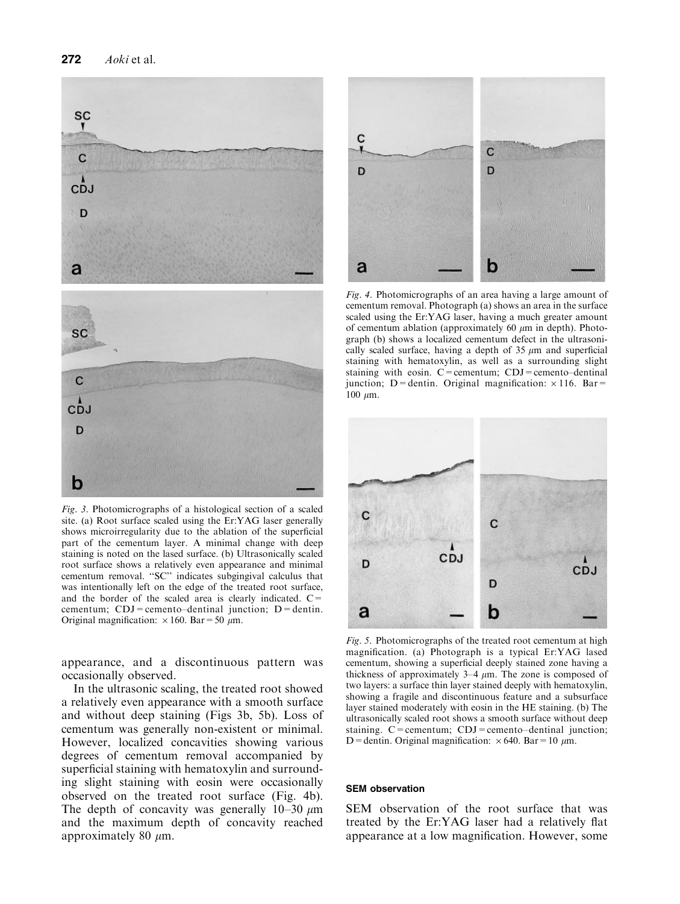*Fig. 3.* Photomicrographs of a histological section of a scaled site. (a) Root surface scaled using the Er:YAG laser generally shows microirregularity due to the ablation of the superficial part of the cementum layer. A minimal change with deep staining is noted on the lased surface. (b) Ultrasonically scaled root surface shows a relatively even appearance and minimal cementum removal. "SC" indicates subgingival calculus that was intentionally left on the edge of the treated root surface, and the border of the scaled area is clearly indicated. C = cementum; CDJ = cemento–dentinal junction; D = dentin. Original magnification: × 160. Bar = 50 $\mu$m.

*Fig. 4.* Photomicrographs of an area having a large amount of cementum removal. Photograph (a) shows an area in the surface scaled using the Er:YAG laser, having a much greater amount of cementum ablation (approximately 60 $\mu$m in depth). Photograph (b) shows a localized cementum defect in the ultrasonically scaled surface, having a depth of 35 $\mu$m and superficial staining with hematoxylin, as well as a surrounding slight staining with eosin. C = cementum; CDJ = cemento–dentinal junction; D = dentin. Original magnification: × 116. Bar = 100 $\mu$m.

*Fig. 5.* Photomicrographs of the treated root cementum at high magnification. (a) Photograph is a typical Er:YAG lased cementum, showing a superficial deeply stained zone having a thickness of approximately 3–4 $\mu$m. The zone is composed of two layers: a surface thin layer stained deeply with hematoxylin, showing a fragile and discontinuous feature and a subsurface layer stained moderately with eosin in the HE staining. (b) The ultrasonically scaled root shows a smooth surface without deep staining. C = cementum; CDJ = cemento–dentinal junction; D = dentin. Original magnification: × 640. Bar = 10 $\mu$m.

appearance, and a discontinuous pattern was occasionally observed.

In the ultrasonic scaling, the treated root showed a relatively even appearance with a smooth surface and without deep staining (Figs 3b, 5b). Loss of cementum was generally non-existent or minimal. However, localized concavities showing various degrees of cementum removal accompanied by superficial staining with hematoxylin and surrounding slight staining with eosin were occasionally observed on the treated root surface (Fig. 4b). The depth of concavity was generally 10–30 $\mu$m and the maximum depth of concavity reached approximately 80 $\mu$m.

#### SEM observation

SEM observation of the root surface that was treated by the Er:YAG laser had a relatively flat appearance at a low magnification. However, some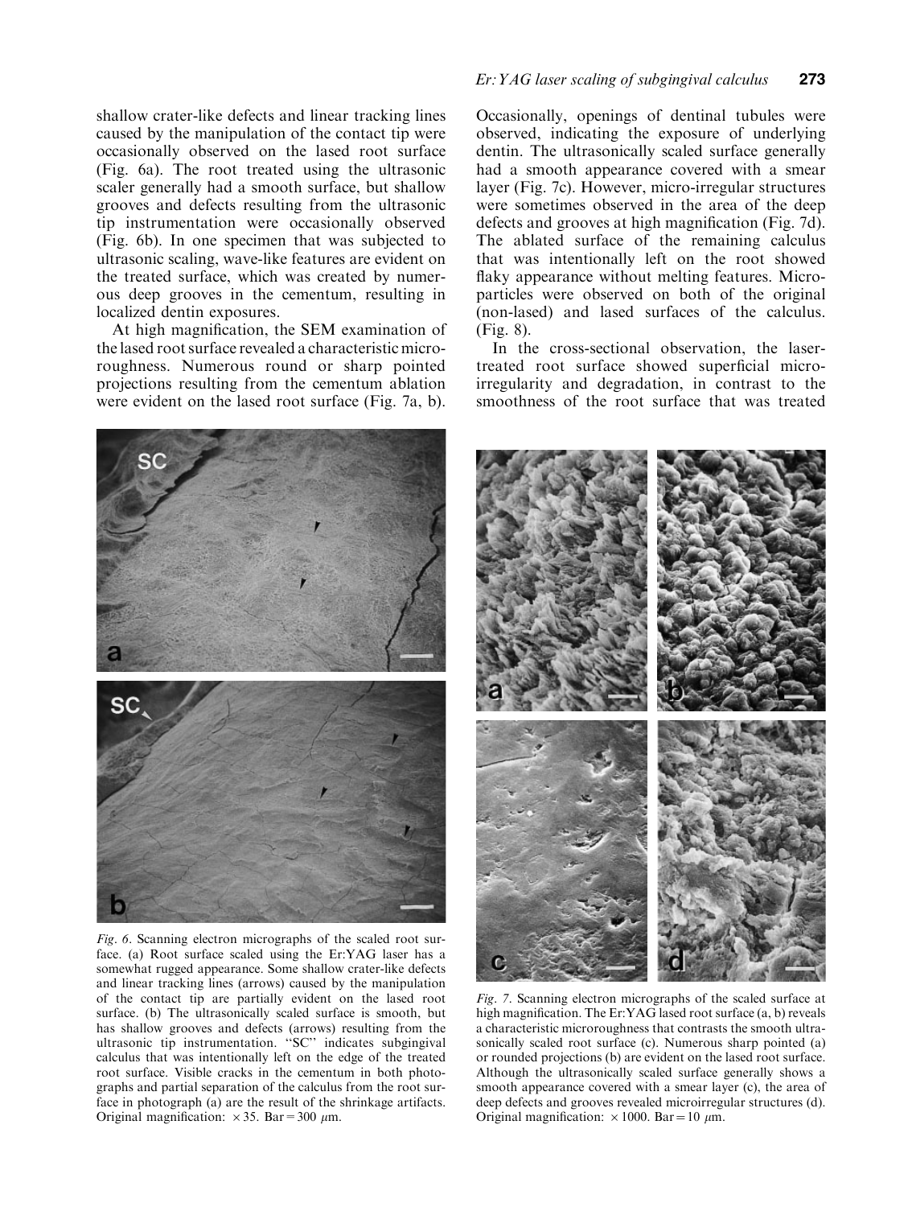shallow crater-like defects and linear tracking lines caused by the manipulation of the contact tip were occasionally observed on the lased root surface (Fig. 6a). The root treated using the ultrasonic scaler generally had a smooth surface, but shallow grooves and defects resulting from the ultrasonic tip instrumentation were occasionally observed (Fig. 6b). In one specimen that was subjected to ultrasonic scaling, wave-like features are evident on the treated surface, which was created by numerous deep grooves in the cementum, resulting in localized dentin exposures.

At high magnification, the SEM examination of the lased root surface revealed a characteristic microroughness. Numerous round or sharp pointed projections resulting from the cementum ablation were evident on the lased root surface (Fig. 7a, b). Occasionally, openings of dentinal tubules were observed, indicating the exposure of underlying dentin. The ultrasonically scaled surface generally had a smooth appearance covered with a smear layer (Fig. 7c). However, micro-irregular structures were sometimes observed in the area of the deep defects and grooves at high magnification (Fig. 7d). The ablated surface of the remaining calculus that was intentionally left on the root showed flaky appearance without melting features. Microparticles were observed on both of the original (non-lased) and lased surfaces of the calculus. (Fig. 8).

In the cross-sectional observation, the laser-treated root surface showed superficial micro-irregularity and degradation, in contrast to the smoothness of the root surface that was treated

*Fig. 6.* Scanning electron micrographs of the scaled root surface. (a) Root surface scaled using the Er:YAG laser has a somewhat rugged appearance. Some shallow crater-like defects and linear tracking lines (arrows) caused by the manipulation of the contact tip are partially evident on the lased root surface. (b) The ultrasonically scaled surface is smooth, but has shallow grooves and defects (arrows) resulting from the ultrasonic tip instrumentation. "SC" indicates subgingival calculus that was intentionally left on the edge of the treated root surface. Visible cracks in the cementum in both photographs and partial separation of the calculus from the root surface in photograph (a) are the result of the shrinkage artifacts. Original magnification: ×35. Bar = 300 μm.

*Fig. 7.* Scanning electron micrographs of the scaled surface at high magnification. The Er:YAG lased root surface (a, b) reveals a characteristic microroughness that contrasts the smooth ultrasonically scaled root surface (c). Numerous sharp pointed (a) or rounded projections (b) are evident on the lased root surface. Although the ultrasonically scaled surface generally shows a smooth appearance covered with a smear layer (c), the area of deep defects and grooves revealed microirregular structures (d). Original magnification: ×1000. Bar = 10 μm.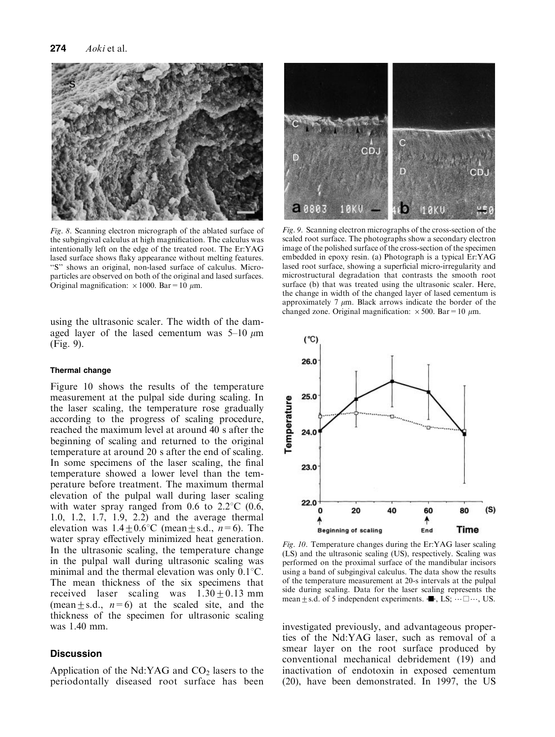*Fig. 8.* Scanning electron micrograph of the ablated surface of the subgingival calculus at high magnification. The calculus was intentionally left on the edge of the treated root. The Er:YAG lased surface shows flaky appearance without melting features. "S" shows an original, non-lased surface of calculus. Microparticles are observed on both of the original and lased surfaces. Original magnification: ×1000. Bar = 10 μm.

*Fig. 9.* Scanning electron micrographs of the cross-section of the scaled root surface. The photographs show a secondary electron image of the polished surface of the cross-section of the specimen embedded in epoxy resin. (a) Photograph is a typical Er:YAG lased root surface, showing a superficial micro-irregularity and microstructural degradation that contrasts the smooth root surface (b) that was treated using the ultrasonic scaler. Here, the change in width of the changed layer of lased cementum is approximately 7 μm. Black arrows indicate the border of the changed zone. Original magnification: ×500. Bar = 10 μm.

using the ultrasonic scaler. The width of the damaged layer of the lased cementum was 5–10 μm (Fig. 9).

#### Thermal change

Figure 10 shows the results of the temperature measurement at the pulpal side during scaling. In the laser scaling, the temperature rose gradually according to the progress of scaling procedure, reached the maximum level at around 40 s after the beginning of scaling and returned to the original temperature at around 20 s after the end of scaling. In some specimens of the laser scaling, the final temperature showed a lower level than the temperature before treatment. The maximum thermal elevation of the pulpal wall during laser scaling with water spray ranged from 0.6 to 2.2°C (0.6, 1.0, 1.2, 1.7, 1.9, 2.2) and the average thermal elevation was 1.4 ± 0.6°C (mean ± s.d., $n = 6$). The water spray effectively minimized heat generation. In the ultrasonic scaling, the temperature change in the pulpal wall during ultrasonic scaling was minimal and the thermal elevation was only 0.1°C. The mean thickness of the six specimens that received laser scaling was 1.30 ± 0.13 mm (mean ± s.d., $n = 6$) at the scaled site, and the thickness of the specimen for ultrasonic scaling was 1.40 mm.

*Fig. 10.* Temperature changes during the Er:YAG laser scaling (LS) and the ultrasonic scaling (US), respectively. Scaling was performed on the proximal surface of the mandibular incisors using a band of subgingival calculus. The data show the results of the temperature measurement at 20-s intervals at the pulpal side during scaling. Data for the laser scaling represents the mean ± s.d. of 5 independent experiments. -■-, LS; ···□···, US.

## Discussion

Application of the Nd:YAG and $CO_2$ lasers to the periodontally diseased root surface has been investigated previously, and advantageous properties of the Nd:YAG laser, such as removal of a smear layer on the root surface produced by conventional mechanical debridement (19) and inactivation of endotoxin in exposed cementum (20), have been demonstrated. In 1997, the US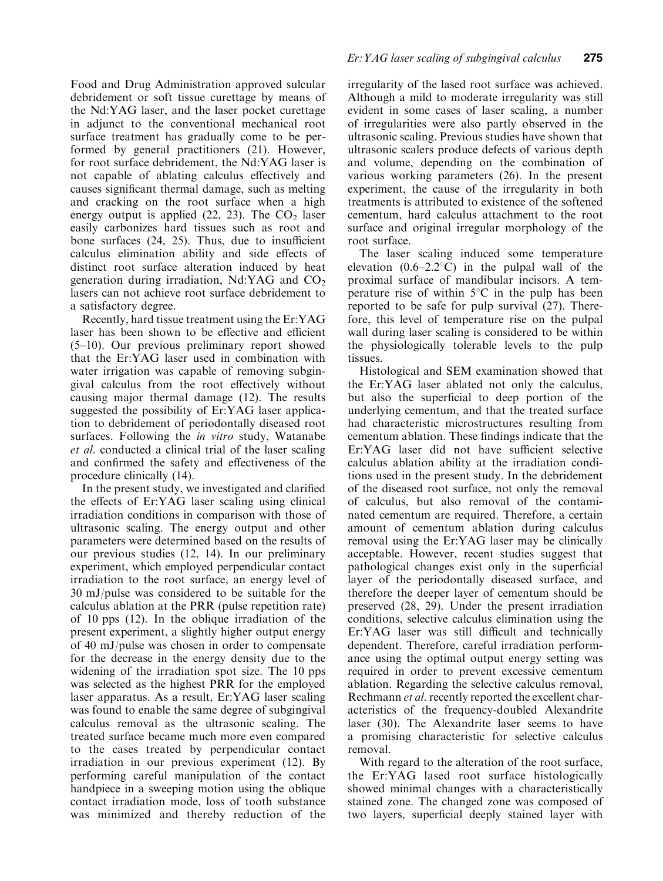Food and Drug Administration approved sulcular debridement or soft tissue curettage by means of the Nd:YAG laser, and the laser pocket curettage in adjunct to the conventional mechanical root surface treatment has gradually come to be performed by general practitioners (21). However, for root surface debridement, the Nd:YAG laser is not capable of ablating calculus effectively and causes significant thermal damage, such as melting and cracking on the root surface when a high energy output is applied (22, 23). The $CO_2$ laser easily carbonizes hard tissues such as root and bone surfaces (24, 25). Thus, due to insufficient calculus elimination ability and side effects of distinct root surface alteration induced by heat generation during irradiation, Nd:YAG and $CO_2$ lasers can not achieve root surface debridement to a satisfactory degree.

Recently, hard tissue treatment using the Er:YAG laser has been shown to be effective and efficient (5–10). Our previous preliminary report showed that the Er:YAG laser used in combination with water irrigation was capable of removing subgingival calculus from the root effectively without causing major thermal damage (12). The results suggested the possibility of Er:YAG laser application to debridement of periodontally diseased root surfaces. Following the *in vitro* study, Watanabe *et al.* conducted a clinical trial of the laser scaling and confirmed the safety and effectiveness of the procedure clinically (14).

In the present study, we investigated and clarified the effects of Er:YAG laser scaling using clinical irradiation conditions in comparison with those of ultrasonic scaling. The energy output and other parameters were determined based on the results of our previous studies (12, 14). In our preliminary experiment, which employed perpendicular contact irradiation to the root surface, an energy level of 30 mJ/pulse was considered to be suitable for the calculus ablation at the PRR (pulse repetition rate) of 10 pps (12). In the oblique irradiation of the present experiment, a slightly higher output energy of 40 mJ/pulse was chosen in order to compensate for the decrease in the energy density due to the widening of the irradiation spot size. The 10 pps was selected as the highest PRR for the employed laser apparatus. As a result, Er:YAG laser scaling was found to enable the same degree of subgingival calculus removal as the ultrasonic scaling. The treated surface became much more even compared to the cases treated by perpendicular contact irradiation in our previous experiment (12). By performing careful manipulation of the contact handpiece in a sweeping motion using the oblique contact irradiation mode, loss of tooth substance was minimized and thereby reduction of the irregularity of the lased root surface was achieved. Although a mild to moderate irregularity was still evident in some cases of laser scaling, a number of irregularities were also partly observed in the ultrasonic scaling. Previous studies have shown that ultrasonic scalers produce defects of various depth and volume, depending on the combination of various working parameters (26). In the present experiment, the cause of the irregularity in both treatments is attributed to existence of the softened cementum, hard calculus attachment to the root surface and original irregular morphology of the root surface.

The laser scaling induced some temperature elevation (0.6–2.2°C) in the pulpal wall of the proximal surface of mandibular incisors. A temperature rise of within 5°C in the pulp has been reported to be safe for pulp survival (27). Therefore, this level of temperature rise on the pulpal wall during laser scaling is considered to be within the physiologically tolerable levels to the pulp tissues.

Histological and SEM examination showed that the Er:YAG laser ablated not only the calculus, but also the superficial to deep portion of the underlying cementum, and that the treated surface had characteristic microstructures resulting from cementum ablation. These findings indicate that the Er:YAG laser did not have sufficient selective calculus ablation ability at the irradiation conditions used in the present study. In the debridement of the diseased root surface, not only the removal of calculus, but also removal of the contaminated cementum are required. Therefore, a certain amount of cementum ablation during calculus removal using the Er:YAG laser may be clinically acceptable. However, recent studies suggest that pathological changes exist only in the superficial layer of the periodontally diseased surface, and therefore the deeper layer of cementum should be preserved (28, 29). Under the present irradiation conditions, selective calculus elimination using the Er:YAG laser was still difficult and technically dependent. Therefore, careful irradiation performance using the optimal output energy setting was required in order to prevent excessive cementum ablation. Regarding the selective calculus removal, Rechmann *et al.* recently reported the excellent characteristics of the frequency-doubled Alexandrite laser (30). The Alexandrite laser seems to have a promising characteristic for selective calculus removal.

With regard to the alteration of the root surface, the Er:YAG lased root surface histologically showed minimal changes with a characteristically stained zone. The changed zone was composed of two layers, superficial deeply stained layer with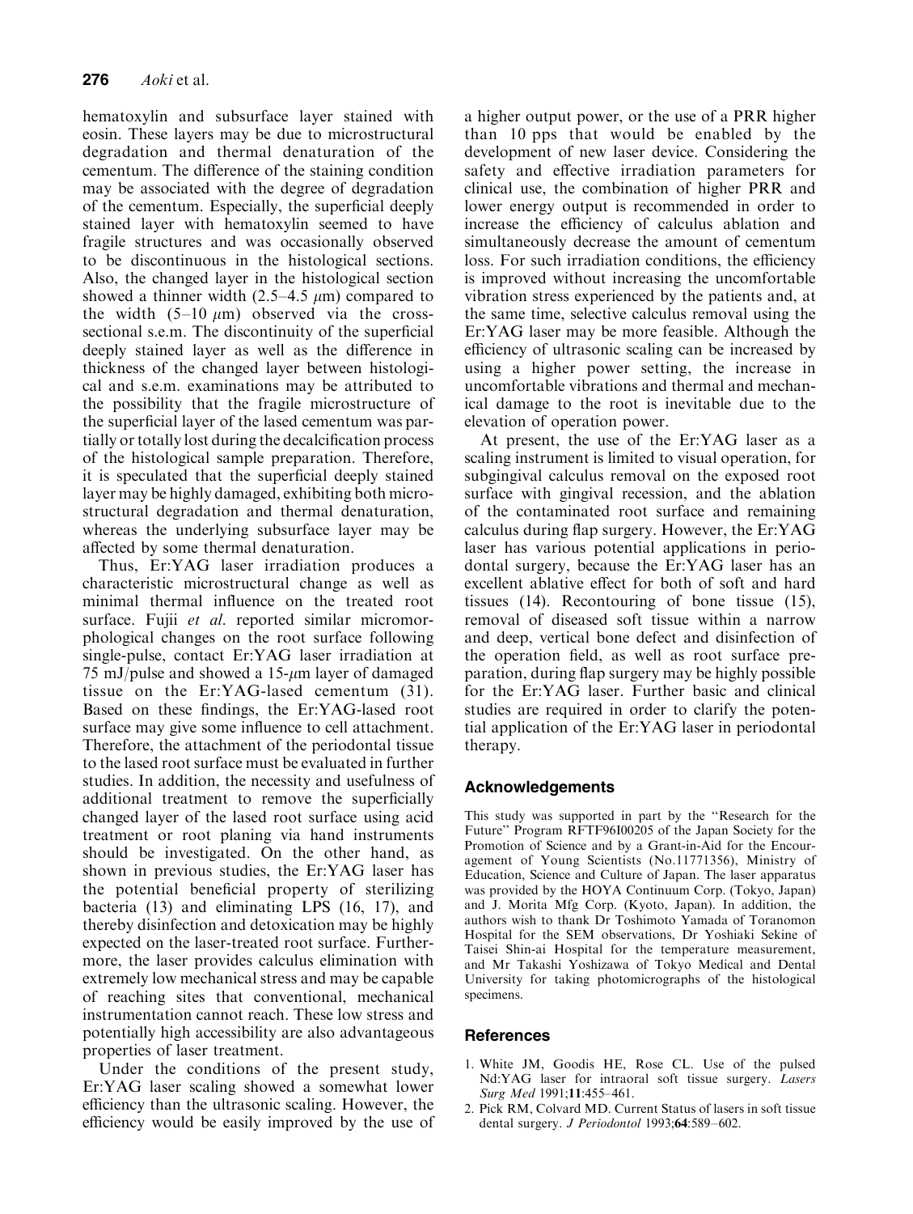hematoxylin and subsurface layer stained with eosin. These layers may be due to microstructural degradation and thermal denaturation of the cementum. The difference of the staining condition may be associated with the degree of degradation of the cementum. Especially, the superficial deeply stained layer with hematoxylin seemed to have fragile structures and was occasionally observed to be discontinuous in the histological sections. Also, the changed layer in the histological section showed a thinner width (2.5–4.5 $\mu$m) compared to the width (5–10 $\mu$m) observed via the cross-sectional s.e.m. The discontinuity of the superficial deeply stained layer as well as the difference in thickness of the changed layer between histological and s.e.m. examinations may be attributed to the possibility that the fragile microstructure of the superficial layer of the lased cementum was partially or totally lost during the decalcification process of the histological sample preparation. Therefore, it is speculated that the superficial deeply stained layer may be highly damaged, exhibiting both microstructural degradation and thermal denaturation, whereas the underlying subsurface layer may be affected by some thermal denaturation.

Thus, Er:YAG laser irradiation produces a characteristic microstructural change as well as minimal thermal influence on the treated root surface. Fujii *et al.* reported similar micromorphological changes on the root surface following single-pulse, contact Er:YAG laser irradiation at 75 mJ/pulse and showed a 15-$\mu$m layer of damaged tissue on the Er:YAG-lased cementum (31). Based on these findings, the Er:YAG-lased root surface may give some influence to cell attachment. Therefore, the attachment of the periodontal tissue to the lased root surface must be evaluated in further studies. In addition, the necessity and usefulness of additional treatment to remove the superficially changed layer of the lased root surface using acid treatment or root planing via hand instruments should be investigated. On the other hand, as shown in previous studies, the Er:YAG laser has the potential beneficial property of sterilizing bacteria (13) and eliminating LPS (16, 17), and thereby disinfection and detoxication may be highly expected on the laser-treated root surface. Furthermore, the laser provides calculus elimination with extremely low mechanical stress and may be capable of reaching sites that conventional, mechanical instrumentation cannot reach. These low stress and potentially high accessibility are also advantageous properties of laser treatment.

Under the conditions of the present study, Er:YAG laser scaling showed a somewhat lower efficiency than the ultrasonic scaling. However, the efficiency would be easily improved by the use of a higher output power, or the use of a PRR higher than 10 pps that would be enabled by the development of new laser device. Considering the safety and effective irradiation parameters for clinical use, the combination of higher PRR and lower energy output is recommended in order to increase the efficiency of calculus ablation and simultaneously decrease the amount of cementum loss. For such irradiation conditions, the efficiency is improved without increasing the uncomfortable vibration stress experienced by the patients and, at the same time, selective calculus removal using the Er:YAG laser may be more feasible. Although the efficiency of ultrasonic scaling can be increased by using a higher power setting, the increase in uncomfortable vibrations and thermal and mechanical damage to the root is inevitable due to the elevation of operation power.

At present, the use of the Er:YAG laser as a scaling instrument is limited to visual operation, for subgingival calculus removal on the exposed root surface with gingival recession, and the ablation of the contaminated root surface and remaining calculus during flap surgery. However, the Er:YAG laser has various potential applications in periodontal surgery, because the Er:YAG laser has an excellent ablative effect for both of soft and hard tissues (14). Recontouring of bone tissue (15), removal of diseased soft tissue within a narrow and deep, vertical bone defect and disinfection of the operation field, as well as root surface preparation, during flap surgery may be highly possible for the Er:YAG laser. Further basic and clinical studies are required in order to clarify the potential application of the Er:YAG laser in periodontal therapy.

## Acknowledgements

This study was supported in part by the "Research for the Future" Program RFTF96I00205 of the Japan Society for the Promotion of Science and by a Grant-in-Aid for the Encouragement of Young Scientists (No.11771356), Ministry of Education, Science and Culture of Japan. The laser apparatus was provided by the HOYA Continuum Corp. (Tokyo, Japan) and J. Morita Mfg Corp. (Kyoto, Japan). In addition, the authors wish to thank Dr Toshimoto Yamada of Toranomon Hospital for the SEM observations, Dr Yoshiaki Sekine of Taisei Shin-ai Hospital for the temperature measurement, and Mr Takashi Yoshizawa of Tokyo Medical and Dental University for taking photomicrographs of the histological specimens.

## References

1. White JM, Goodis HE, Rose CL. Use of the pulsed Nd:YAG laser for intraoral soft tissue surgery. *Lasers Surg Med* 1991;**11**:455–461.
2. Pick RM, Colvard MD. Current Status of lasers in soft tissue dental surgery. *J Periodontol* 1993;**64**:589–602.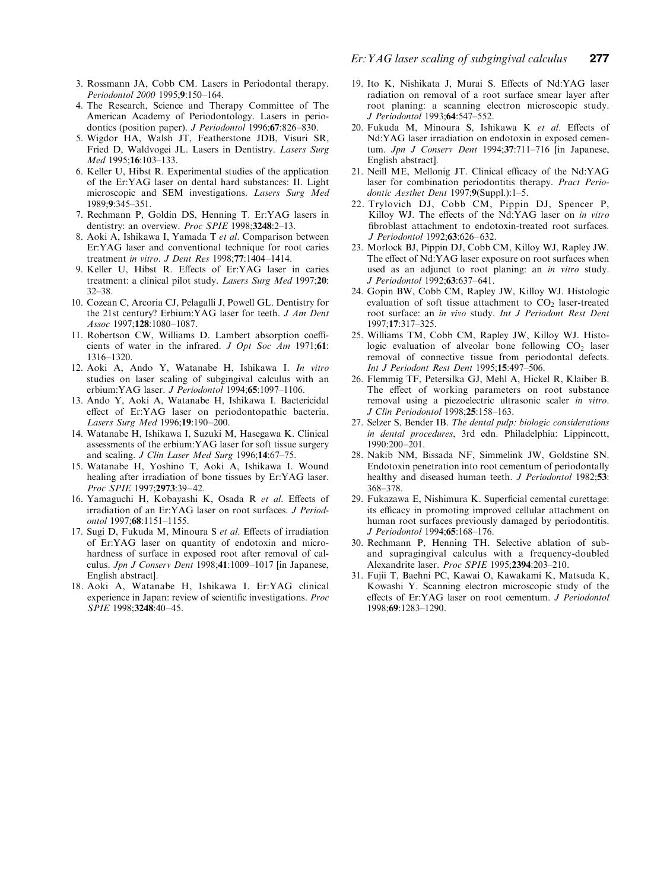3. Rossmann JA, Cobb CM. Lasers in Periodontal therapy. *Periodontol 2000* 1995;**9**:150–164.
4. The Research, Science and Therapy Committee of The American Academy of Periodontology. Lasers in periodontics (position paper). *J Periodontol* 1996;**67**:826–830.
5. Wigdor HA, Walsh JT, Featherstone JDB, Visuri SR, Fried D, Waldvogei JL. Lasers in Dentistry. *Lasers Surg Med* 1995;**16**:103–133.
6. Keller U, Hibst R. Experimental studies of the application of the Er:YAG laser on dental hard substances: II. Light microscopic and SEM investigations. *Lasers Surg Med* 1989;**9**:345–351.
7. Rechmann P, Goldin DS, Henning T. Er:YAG lasers in dentistry: an overview. *Proc SPIE* 1998;**3248**:2–13.
8. Aoki A, Ishikawa I, Yamada T *et al*. Comparison between Er:YAG laser and conventional technique for root caries treatment *in vitro*. *J Dent Res* 1998;**77**:1404–1414.
9. Keller U, Hibst R. Effects of Er:YAG laser in caries treatment: a clinical pilot study. *Lasers Surg Med* 1997;**20**:32–38.
10. Cozean C, Arcoria CJ, Pelagalli J, Powell GL. Dentistry for the 21st century? Erbium:YAG laser for teeth. *J Am Dent Assoc* 1997;**128**:1080–1087.
11. Robertson CW, Williams D. Lambert absorption coefficients of water in the infrared. *J Opt Soc Am* 1971;**61**:1316–1320.
12. Aoki A, Ando Y, Watanabe H, Ishikawa I. *In vitro* studies on laser scaling of subgingival calculus with an erbium:YAG laser. *J Periodontol* 1994;**65**:1097–1106.
13. Ando Y, Aoki A, Watanabe H, Ishikawa I. Bactericidal effect of Er:YAG laser on periodontopathic bacteria. *Lasers Surg Med* 1996;**19**:190–200.
14. Watanabe H, Ishikawa I, Suzuki M, Hasegawa K. Clinical assessments of the erbium:YAG laser for soft tissue surgery and scaling. *J Clin Laser Med Surg* 1996;**14**:67–75.
15. Watanabe H, Yoshino T, Aoki A, Ishikawa I. Wound healing after irradiation of bone tissues by Er:YAG laser. *Proc SPIE* 1997;**2973**:39–42.
16. Yamaguchi H, Kobayashi K, Osada R *et al*. Effects of irradiation of an Er:YAG laser on root surfaces. *J Periodontol* 1997;**68**:1151–1155.
17. Sugi D, Fukuda M, Minoura S *et al*. Effects of irradiation of Er:YAG laser on quantity of endotoxin and microhardness of surface in exposed root after removal of calculus. *Jpn J Conserv Dent* 1998;**41**:1009–1017 [in Japanese, English abstract].
18. Aoki A, Watanabe H, Ishikawa I. Er:YAG clinical experience in Japan: review of scientific investigations. *Proc SPIE* 1998;**3248**:40–45.
19. Ito K, Nishikata J, Murai S. Effects of Nd:YAG laser radiation on removal of a root surface smear layer after root planing: a scanning electron microscopic study. *J Periodontol* 1993;**64**:547–552.
20. Fukuda M, Minoura S, Ishikawa K *et al*. Effects of Nd:YAG laser irradiation on endotoxin in exposed cementum. *Jpn J Conserv Dent* 1994;**37**:711–716 [in Japanese, English abstract].
21. Neill ME, Mellonig JT. Clinical efficacy of the Nd:YAG laser for combination periodontitis therapy. *Pract Periodontic Aesthet Dent* 1997;**9**(Suppl.):1–5.
22. Trylovich DJ, Cobb CM, Pippin DJ, Spencer P, Killoy WJ. The effects of the Nd:YAG laser on *in vitro* fibroblast attachment to endotoxin-treated root surfaces. *J Periodontol* 1992;**63**:626–632.
23. Morlock BJ, Pippin DJ, Cobb CM, Killoy WJ, Rapley JW. The effect of Nd:YAG laser exposure on root surfaces when used as an adjunct to root planing: an *in vitro* study. *J Periodontol* 1992;**63**:637–641.
24. Gopin BW, Cobb CM, Rapley JW, Killoy WJ. Histologic evaluation of soft tissue attachment to $CO_2$ laser-treated root surface: an *in vivo* study. *Int J Periodont Rest Dent* 1997;**17**:317–325.
25. Williams TM, Cobb CM, Rapley JW, Killoy WJ. Histologic evaluation of alveolar bone following $CO_2$ laser removal of connective tissue from periodontal defects. *Int J Periodont Rest Dent* 1995;**15**:497–506.
26. Flemmig TF, Petersilka GJ, Mehl A, Hickel R, Klaiber B. The effect of working parameters on root substance removal using a piezoelectric ultrasonic scaler *in vitro*. *J Clin Periodontol* 1998;**25**:158–163.
27. Selzer S, Bender IB. *The dental pulp: biologic considerations in dental procedures*, 3rd edn. Philadelphia: Lippincott, 1990:200–201.
28. Nakib NM, Bissada NF, Simmelink JW, Goldstine SN. Endotoxin penetration into root cementum of periodontally healthy and diseased human teeth. *J Periodontol* 1982;**53**:368–378.
29. Fukazawa E, Nishimura K. Superficial cemental curettage: its efficacy in promoting improved cellular attachment on human root surfaces previously damaged by periodontitis. *J Periodontol* 1994;**65**:168–176.
30. Rechmann P, Henning TH. Selective ablation of sub- and supragingival calculus with a frequency-doubled Alexandrite laser. *Proc SPIE* 1995;**2394**:203–210.
31. Fujii T, Baehni PC, Kawai O, Kawakami K, Matsuda K, Kowashi Y. Scanning electron microscopic study of the effects of Er:YAG laser on root cementum. *J Periodontol* 1998;**69**:1283–1290.